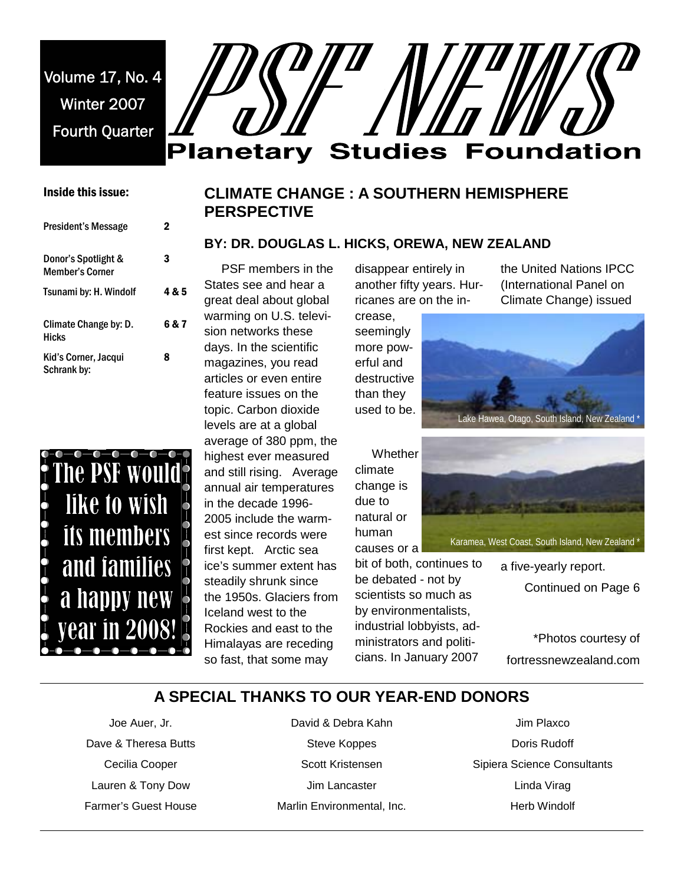Volume 17, No. 4
Winter 2007
Fourth Quarter

# PSF NEWS

## Planetary Studies Foundation

**Inside this issue:**

| | |
|---|---|
| President's Message | 2 |
| Donor's Spotlight & Member's Corner | 3 |
| Tsunami by: H. Windolf | 4 & 5 |
| Climate Change by: D. Hicks | 6 & 7 |
| Kid's Corner, Jacqui Schrank by: | 8 |

The PSF would like to wish its members and families a happy new year in 2008!

## CLIMATE CHANGE : A SOUTHERN HEMISPHERE PERSPECTIVE

### BY: DR. DOUGLAS L. HICKS, OREWA, NEW ZEALAND

PSF members in the States see and hear a great deal about global warming on U.S. television networks these days. In the scientific magazines, you read articles or even entire feature issues on the topic. Carbon dioxide levels are at a global average of 380 ppm, the highest ever measured and still rising. Average annual air temperatures in the decade 1996-2005 include the warmest since records were first kept. Arctic sea ice's summer extent has steadily shrunk since the 1950s. Glaciers from Iceland west to the Rockies and east to the Himalayas are receding so fast, that some may disappear entirely in another fifty years. Hurricanes are on the increase, seemingly more powerful and destructive than they used to be.

Lake Hawea, Otago, South Island, New Zealand *

Whether climate change is due to natural or human causes or a bit of both, continues to be debated - not by scientists so much as by environmentalists, industrial lobbyists, administrators and politicians. In January 2007 the United Nations IPCC (International Panel on Climate Change) issued a five-yearly report.

Karamea, West Coast, South Island, New Zealand *

Continued on Page 6

*Photos courtesy of fortressnewzealand.com

## A SPECIAL THANKS TO OUR YEAR-END DONORS

| | | |
|---|---|---|
| Joe Auer, Jr. | David & Debra Kahn | Jim Plaxco |
| Dave & Theresa Butts | Steve Koppes | Doris Rudoff |
| Cecilia Cooper | Scott Kristensen | Sipiera Science Consultants |
| Lauren & Tony Dow | Jim Lancaster | Linda Virag |
| Farmer's Guest House | Marlin Environmental, Inc. | Herb Windolf |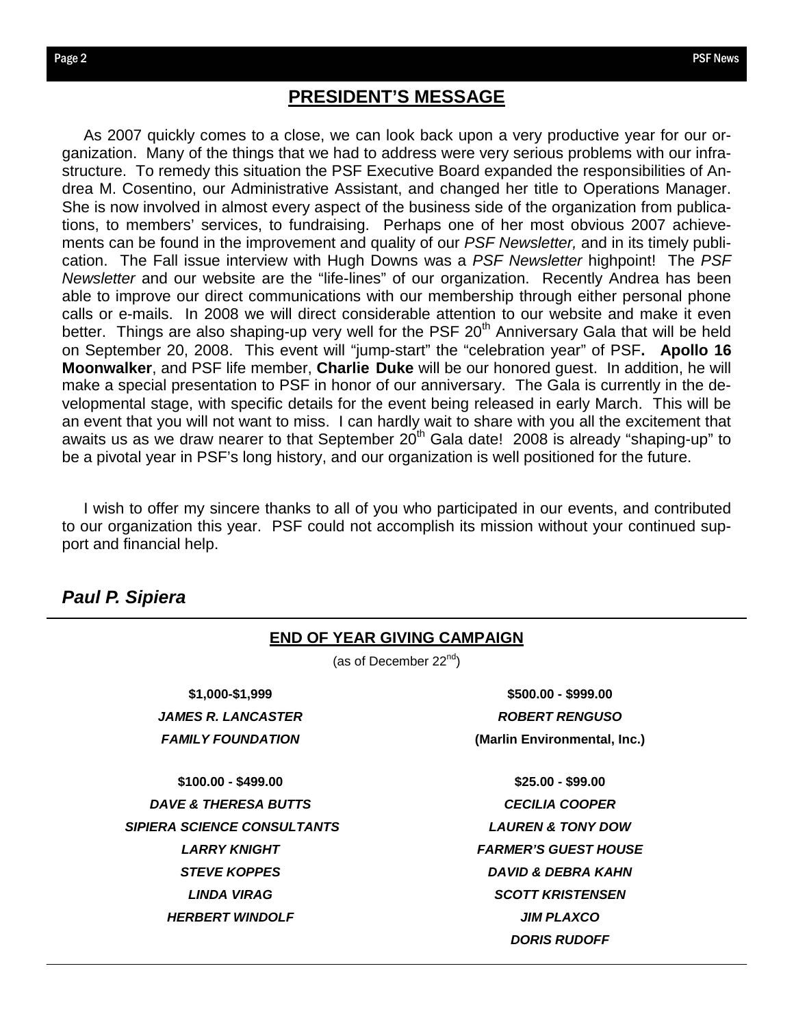## PRESIDENT'S MESSAGE

As 2007 quickly comes to a close, we can look back upon a very productive year for our organization. Many of the things that we had to address were very serious problems with our infrastructure. To remedy this situation the PSF Executive Board expanded the responsibilities of Andrea M. Cosentino, our Administrative Assistant, and changed her title to Operations Manager. She is now involved in almost every aspect of the business side of the organization from publications, to members' services, to fundraising. Perhaps one of her most obvious 2007 achievements can be found in the improvement and quality of our *PSF Newsletter,* and in its timely publication. The Fall issue interview with Hugh Downs was a *PSF Newsletter* highpoint! The *PSF Newsletter* and our website are the "life-lines" of our organization. Recently Andrea has been able to improve our direct communications with our membership through either personal phone calls or e-mails. In 2008 we will direct considerable attention to our website and make it even better. Things are also shaping-up very well for the PSF 20th Anniversary Gala that will be held on September 20, 2008. This event will "jump-start" the "celebration year" of PSF**. Apollo 16 Moonwalker**, and PSF life member, **Charlie Duke** will be our honored guest. In addition, he will make a special presentation to PSF in honor of our anniversary. The Gala is currently in the developmental stage, with specific details for the event being released in early March. This will be an event that you will not want to miss. I can hardly wait to share with you all the excitement that awaits us as we draw nearer to that September 20th Gala date! 2008 is already "shaping-up" to be a pivotal year in PSF's long history, and our organization is well positioned for the future.

I wish to offer my sincere thanks to all of you who participated in our events, and contributed to our organization this year. PSF could not accomplish its mission without your continued support and financial help.

***Paul P. Sipiera***

---

### END OF YEAR GIVING CAMPAIGN

(as of December 22nd)

**$1,000-$1,999**

***JAMES R. LANCASTER FAMILY FOUNDATION***

**$500.00 - $999.00**

***ROBERT RENGUSO***
**(Marlin Environmental, Inc.)**

**$100.00 - $499.00**

***DAVE & THERESA BUTTS***
***SIPIERA SCIENCE CONSULTANTS***
***LARRY KNIGHT***
***STEVE KOPPES***
***LINDA VIRAG***
***HERBERT WINDOLF***

**$25.00 - $99.00**

***CECILIA COOPER***
***LAUREN & TONY DOW***
***FARMER'S GUEST HOUSE***
***DAVID & DEBRA KAHN***
***SCOTT KRISTENSEN***
***JIM PLAXCO***
***DORIS RUDOFF***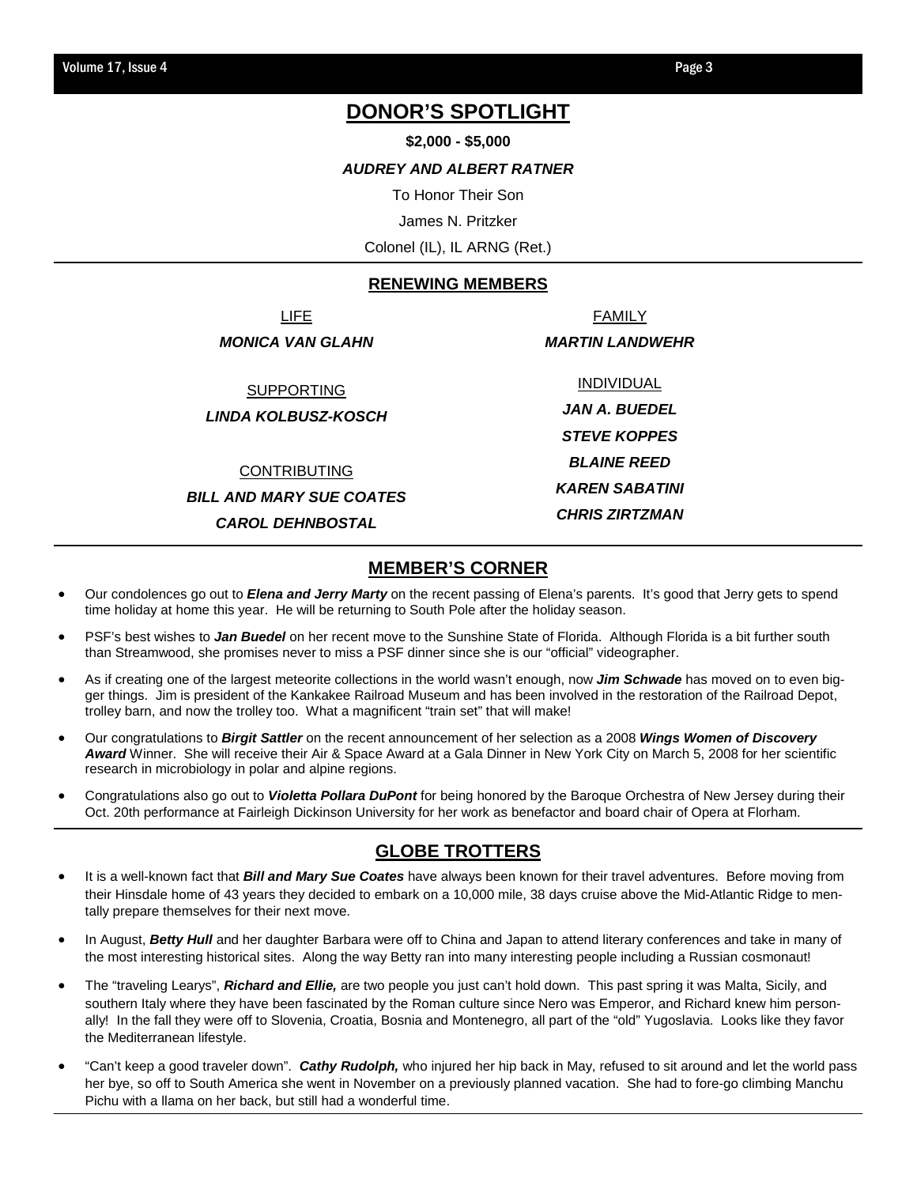## DONOR'S SPOTLIGHT

**$2,000 - $5,000**

***AUDREY AND ALBERT RATNER***

To Honor Their Son

James N. Pritzker

Colonel (IL), IL ARNG (Ret.)

## RENEWING MEMBERS

LIFE

***MONICA VAN GLAHN***

SUPPORTING

***LINDA KOLBUSZ-KOSCH***

CONTRIBUTING

***BILL AND MARY SUE COATES***

***CAROL DEHNBOSTAL***

FAMILY

***MARTIN LANDWEHR***

INDIVIDUAL

***JAN A. BUEDEL***

***STEVE KOPPES***

***BLAINE REED***

***KAREN SABATINI***

***CHRIS ZIRTZMAN***

## MEMBER'S CORNER

- Our condolences go out to ***Elena and Jerry Marty*** on the recent passing of Elena's parents. It's good that Jerry gets to spend time holiday at home this year. He will be returning to South Pole after the holiday season.
- PSF's best wishes to ***Jan Buedel*** on her recent move to the Sunshine State of Florida. Although Florida is a bit further south than Streamwood, she promises never to miss a PSF dinner since she is our "official" videographer.
- As if creating one of the largest meteorite collections in the world wasn't enough, now ***Jim Schwade*** has moved on to even bigger things. Jim is president of the Kankakee Railroad Museum and has been involved in the restoration of the Railroad Depot, trolley barn, and now the trolley too. What a magnificent "train set" that will make!
- Our congratulations to ***Birgit Sattler*** on the recent announcement of her selection as a 2008 ***Wings Women of Discovery Award*** Winner. She will receive their Air & Space Award at a Gala Dinner in New York City on March 5, 2008 for her scientific research in microbiology in polar and alpine regions.
- Congratulations also go out to ***Violetta Pollara DuPont*** for being honored by the Baroque Orchestra of New Jersey during their Oct. 20th performance at Fairleigh Dickinson University for her work as benefactor and board chair of Opera at Florham.

## GLOBE TROTTERS

- It is a well-known fact that ***Bill and Mary Sue Coates*** have always been known for their travel adventures. Before moving from their Hinsdale home of 43 years they decided to embark on a 10,000 mile, 38 days cruise above the Mid-Atlantic Ridge to mentally prepare themselves for their next move.
- In August, ***Betty Hull*** and her daughter Barbara were off to China and Japan to attend literary conferences and take in many of the most interesting historical sites. Along the way Betty ran into many interesting people including a Russian cosmonaut!
- The "traveling Learys", ***Richard and Ellie,*** are two people you just can't hold down. This past spring it was Malta, Sicily, and southern Italy where they have been fascinated by the Roman culture since Nero was Emperor, and Richard knew him personally! In the fall they were off to Slovenia, Croatia, Bosnia and Montenegro, all part of the "old" Yugoslavia. Looks like they favor the Mediterranean lifestyle.
- "Can't keep a good traveler down". ***Cathy Rudolph,*** who injured her hip back in May, refused to sit around and let the world pass her bye, so off to South America she went in November on a previously planned vacation. She had to fore-go climbing Manchu Pichu with a llama on her back, but still had a wonderful time.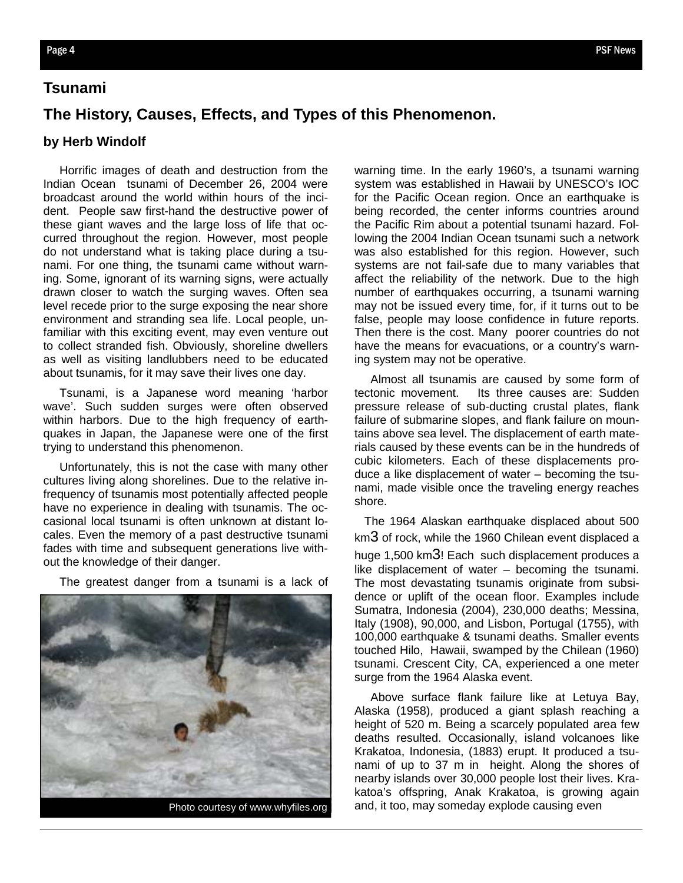## Tsunami

## The History, Causes, Effects, and Types of this Phenomenon.

### by Herb Windolf

Horrific images of death and destruction from the Indian Ocean tsunami of December 26, 2004 were broadcast around the world within hours of the incident. People saw first-hand the destructive power of these giant waves and the large loss of life that occurred throughout the region. However, most people do not understand what is taking place during a tsunami. For one thing, the tsunami came without warning. Some, ignorant of its warning signs, were actually drawn closer to watch the surging waves. Often sea level recede prior to the surge exposing the near shore environment and stranding sea life. Local people, unfamiliar with this exciting event, may even venture out to collect stranded fish. Obviously, shoreline dwellers as well as visiting landlubbers need to be educated about tsunamis, for it may save their lives one day.

Tsunami, is a Japanese word meaning 'harbor wave'. Such sudden surges were often observed within harbors. Due to the high frequency of earthquakes in Japan, the Japanese were one of the first trying to understand this phenomenon.

Unfortunately, this is not the case with many other cultures living along shorelines. Due to the relative infrequency of tsunamis most potentially affected people have no experience in dealing with tsunamis. The occasional local tsunami is often unknown at distant locales. Even the memory of a past destructive tsunami fades with time and subsequent generations live without the knowledge of their danger.

The greatest danger from a tsunami is a lack of warning time. In the early 1960's, a tsunami warning system was established in Hawaii by UNESCO's IOC for the Pacific Ocean region. Once an earthquake is being recorded, the center informs countries around the Pacific Rim about a potential tsunami hazard. Following the 2004 Indian Ocean tsunami such a network was also established for this region. However, such systems are not fail-safe due to many variables that affect the reliability of the network. Due to the high number of earthquakes occurring, a tsunami warning may not be issued every time, for, if it turns out to be false, people may loose confidence in future reports. Then there is the cost. Many poorer countries do not have the means for evacuations, or a country's warning system may not be operative.

Photo courtesy of www.whyfiles.org

Almost all tsunamis are caused by some form of tectonic movement. Its three causes are: Sudden pressure release of sub-ducting crustal plates, flank failure of submarine slopes, and flank failure on mountains above sea level. The displacement of earth materials caused by these events can be in the hundreds of cubic kilometers. Each of these displacements produce a like displacement of water – becoming the tsunami, made visible once the traveling energy reaches shore.

The 1964 Alaskan earthquake displaced about 500 $km^3$ of rock, while the 1960 Chilean event displaced a huge 1,500 $km^3$! Each such displacement produces a like displacement of water – becoming the tsunami. The most devastating tsunamis originate from subsidence or uplift of the ocean floor. Examples include Sumatra, Indonesia (2004), 230,000 deaths; Messina, Italy (1908), 90,000, and Lisbon, Portugal (1755), with 100,000 earthquake & tsunami deaths. Smaller events touched Hilo, Hawaii, swamped by the Chilean (1960) tsunami. Crescent City, CA, experienced a one meter surge from the 1964 Alaska event.

Above surface flank failure like at Letuya Bay, Alaska (1958), produced a giant splash reaching a height of 520 m. Being a scarcely populated area few deaths resulted. Occasionally, island volcanoes like Krakatoa, Indonesia, (1883) erupt. It produced a tsunami of up to 37 m in height. Along the shores of nearby islands over 30,000 people lost their lives. Krakatoa's offspring, Anak Krakatoa, is growing again and, it too, may someday explode causing even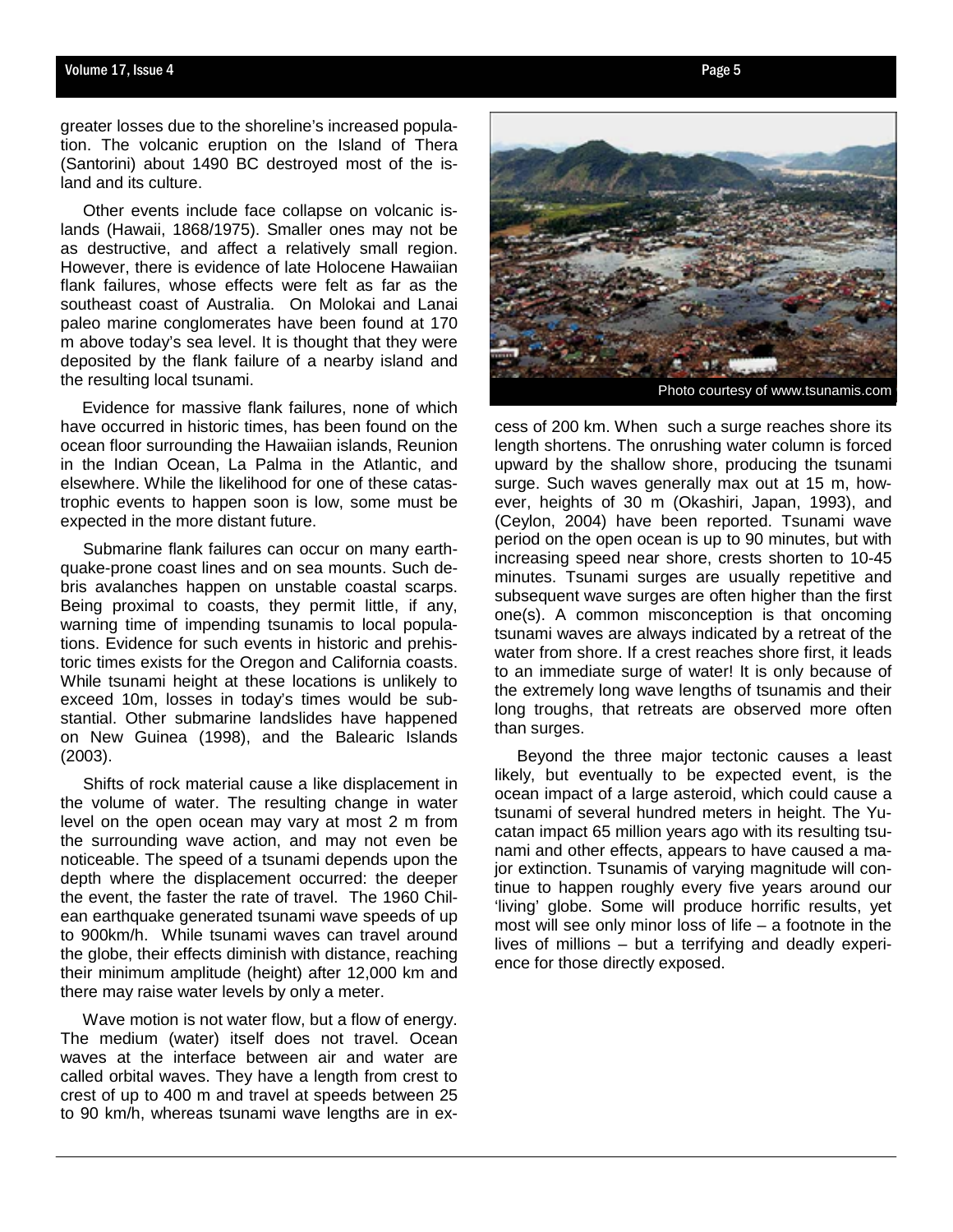greater losses due to the shoreline's increased population. The volcanic eruption on the Island of Thera (Santorini) about 1490 BC destroyed most of the island and its culture.

Other events include face collapse on volcanic islands (Hawaii, 1868/1975). Smaller ones may not be as destructive, and affect a relatively small region. However, there is evidence of late Holocene Hawaiian flank failures, whose effects were felt as far as the southeast coast of Australia. On Molokai and Lanai paleo marine conglomerates have been found at 170 m above today's sea level. It is thought that they were deposited by the flank failure of a nearby island and the resulting local tsunami.

Evidence for massive flank failures, none of which have occurred in historic times, has been found on the ocean floor surrounding the Hawaiian islands, Reunion in the Indian Ocean, La Palma in the Atlantic, and elsewhere. While the likelihood for one of these catastrophic events to happen soon is low, some must be expected in the more distant future.

Submarine flank failures can occur on many earthquake-prone coast lines and on sea mounts. Such debris avalanches happen on unstable coastal scarps. Being proximal to coasts, they permit little, if any, warning time of impending tsunamis to local populations. Evidence for such events in historic and prehistoric times exists for the Oregon and California coasts. While tsunami height at these locations is unlikely to exceed 10m, losses in today's times would be substantial. Other submarine landslides have happened on New Guinea (1998), and the Balearic Islands (2003).

Shifts of rock material cause a like displacement in the volume of water. The resulting change in water level on the open ocean may vary at most 2 m from the surrounding wave action, and may not even be noticeable. The speed of a tsunami depends upon the depth where the displacement occurred: the deeper the event, the faster the rate of travel. The 1960 Chilean earthquake generated tsunami wave speeds of up to 900km/h. While tsunami waves can travel around the globe, their effects diminish with distance, reaching their minimum amplitude (height) after 12,000 km and there may raise water levels by only a meter.

Wave motion is not water flow, but a flow of energy. The medium (water) itself does not travel. Ocean waves at the interface between air and water are called orbital waves. They have a length from crest to crest of up to 400 m and travel at speeds between 25 to 90 km/h, whereas tsunami wave lengths are in excess of 200 km. When such a surge reaches shore its length shortens. The onrushing water column is forced upward by the shallow shore, producing the tsunami surge. Such waves generally max out at 15 m, however, heights of 30 m (Okashiri, Japan, 1993), and (Ceylon, 2004) have been reported. Tsunami wave period on the open ocean is up to 90 minutes, but with increasing speed near shore, crests shorten to 10-45 minutes. Tsunami surges are usually repetitive and subsequent wave surges are often higher than the first one(s). A common misconception is that oncoming tsunami waves are always indicated by a retreat of the water from shore. If a crest reaches shore first, it leads to an immediate surge of water! It is only because of the extremely long wave lengths of tsunamis and their long troughs, that retreats are observed more often than surges.

Photo courtesy of www.tsunamis.com

Beyond the three major tectonic causes a least likely, but eventually to be expected event, is the ocean impact of a large asteroid, which could cause a tsunami of several hundred meters in height. The Yucatan impact 65 million years ago with its resulting tsunami and other effects, appears to have caused a major extinction. Tsunamis of varying magnitude will continue to happen roughly every five years around our 'living' globe. Some will produce horrific results, yet most will see only minor loss of life – a footnote in the lives of millions – but a terrifying and deadly experience for those directly exposed.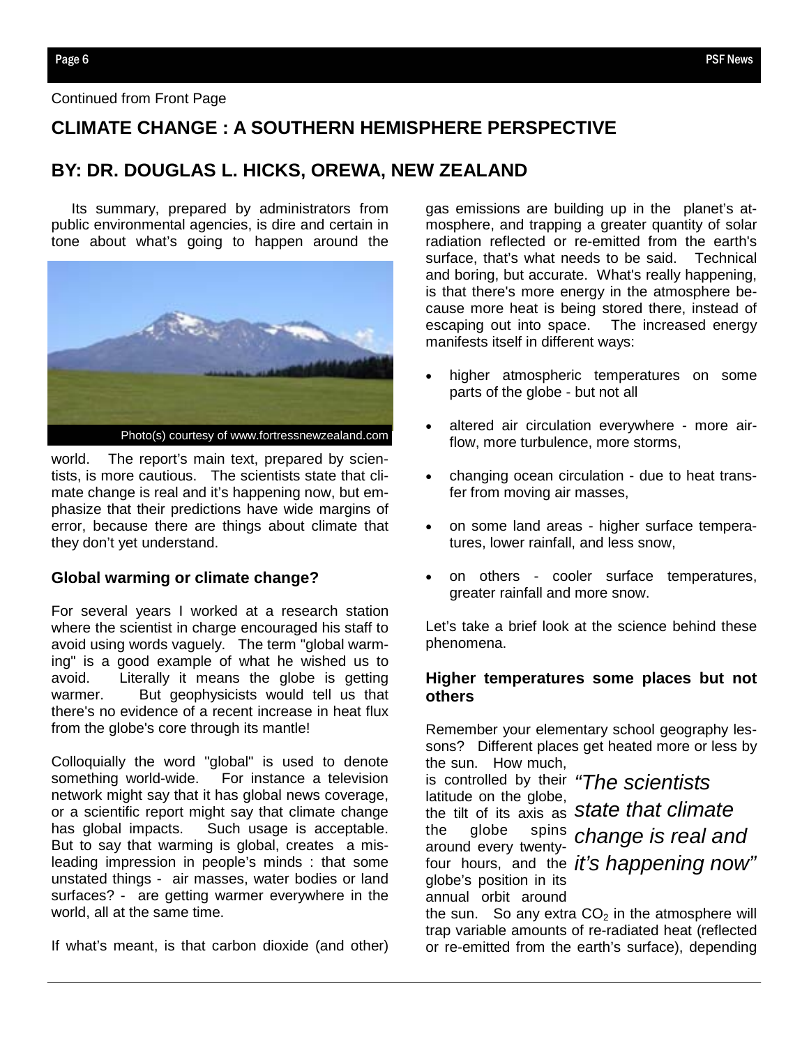Continued from Front Page

## CLIMATE CHANGE : A SOUTHERN HEMISPHERE PERSPECTIVE

## BY: DR. DOUGLAS L. HICKS, OREWA, NEW ZEALAND

Its summary, prepared by administrators from public environmental agencies, is dire and certain in tone about what's going to happen around the world. The report's main text, prepared by scientists, is more cautious. The scientists state that climate change is real and it's happening now, but emphasize that their predictions have wide margins of error, because there are things about climate that they don't yet understand.

Photo(s) courtesy of www.fortressnewzealand.com

### Global warming or climate change?

For several years I worked at a research station where the scientist in charge encouraged his staff to avoid using words vaguely. The term "global warming" is a good example of what he wished us to avoid. Literally it means the globe is getting warmer. But geophysicists would tell us that there's no evidence of a recent increase in heat flux from the globe's core through its mantle!

Colloquially the word "global" is used to denote something world-wide. For instance a television network might say that it has global news coverage, or a scientific report might say that climate change has global impacts. Such usage is acceptable. But to say that warming is global, creates a misleading impression in people's minds : that some unstated things - air masses, water bodies or land surfaces? - are getting warmer everywhere in the world, all at the same time.

If what's meant, is that carbon dioxide (and other) gas emissions are building up in the planet's atmosphere, and trapping a greater quantity of solar radiation reflected or re-emitted from the earth's surface, that's what needs to be said. Technical and boring, but accurate. What's really happening, is that there's more energy in the atmosphere because more heat is being stored there, instead of escaping out into space. The increased energy manifests itself in different ways:

- higher atmospheric temperatures on some parts of the globe - but not all
- altered air circulation everywhere - more airflow, more turbulence, more storms,
- changing ocean circulation - due to heat transfer from moving air masses,
- on some land areas - higher surface temperatures, lower rainfall, and less snow,
- on others - cooler surface temperatures, greater rainfall and more snow.

Let's take a brief look at the science behind these phenomena.

### Higher temperatures some places but not others

Remember your elementary school geography lessons? Different places get heated more or less by the sun. How much, is controlled by their latitude on the globe, the tilt of its axis as the globe spins around every twenty-four hours, and the globe's position in its annual orbit around the sun. So any extra $CO_2$ in the atmosphere will trap variable amounts of re-radiated heat (reflected or re-emitted from the earth's surface), depending

> *"The scientists state that climate change is real and it's happening now"*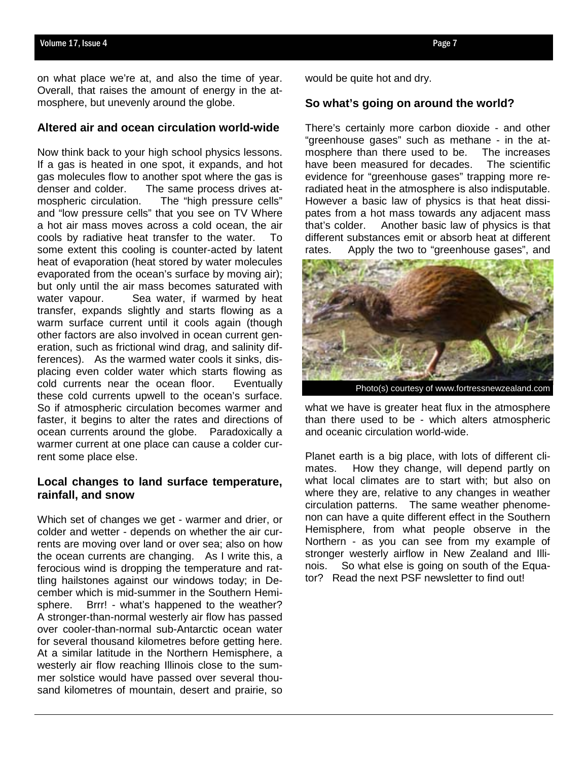on what place we're at, and also the time of year. Overall, that raises the amount of energy in the atmosphere, but unevenly around the globe.

### Altered air and ocean circulation world-wide

Now think back to your high school physics lessons. If a gas is heated in one spot, it expands, and hot gas molecules flow to another spot where the gas is denser and colder. The same process drives atmospheric circulation. The "high pressure cells" and "low pressure cells" that you see on TV Where a hot air mass moves across a cold ocean, the air cools by radiative heat transfer to the water. To some extent this cooling is counter-acted by latent heat of evaporation (heat stored by water molecules evaporated from the ocean's surface by moving air); but only until the air mass becomes saturated with water vapour. Sea water, if warmed by heat transfer, expands slightly and starts flowing as a warm surface current until it cools again (though other factors are also involved in ocean current generation, such as frictional wind drag, and salinity differences). As the warmed water cools it sinks, displacing even colder water which starts flowing as cold currents near the ocean floor. Eventually these cold currents upwell to the ocean's surface. So if atmospheric circulation becomes warmer and faster, it begins to alter the rates and directions of ocean currents around the globe. Paradoxically a warmer current at one place can cause a colder current some place else.

### Local changes to land surface temperature, rainfall, and snow

Which set of changes we get - warmer and drier, or colder and wetter - depends on whether the air currents are moving over land or over sea; also on how the ocean currents are changing. As I write this, a ferocious wind is dropping the temperature and rattling hailstones against our windows today; in December which is mid-summer in the Southern Hemisphere. Brrr! - what's happened to the weather? A stronger-than-normal westerly air flow has passed over cooler-than-normal sub-Antarctic ocean water for several thousand kilometres before getting here. At a similar latitude in the Northern Hemisphere, a westerly air flow reaching Illinois close to the summer solstice would have passed over several thousand kilometres of mountain, desert and prairie, so would be quite hot and dry.

### So what's going on around the world?

There's certainly more carbon dioxide - and other "greenhouse gases" such as methane - in the atmosphere than there used to be. The increases have been measured for decades. The scientific evidence for "greenhouse gases" trapping more re-radiated heat in the atmosphere is also indisputable. However a basic law of physics is that heat dissipates from a hot mass towards any adjacent mass that's colder. Another basic law of physics is that different substances emit or absorb heat at different rates. Apply the two to "greenhouse gases", and what we have is greater heat flux in the atmosphere than there used to be - which alters atmospheric and oceanic circulation world-wide.

Photo(s) courtesy of www.fortressnewzealand.com

Planet earth is a big place, with lots of different climates. How they change, will depend partly on what local climates are to start with; but also on where they are, relative to any changes in weather circulation patterns. The same weather phenomenon can have a quite different effect in the Southern Hemisphere, from what people observe in the Northern - as you can see from my example of stronger westerly airflow in New Zealand and Illinois. So what else is going on south of the Equator? Read the next PSF newsletter to find out!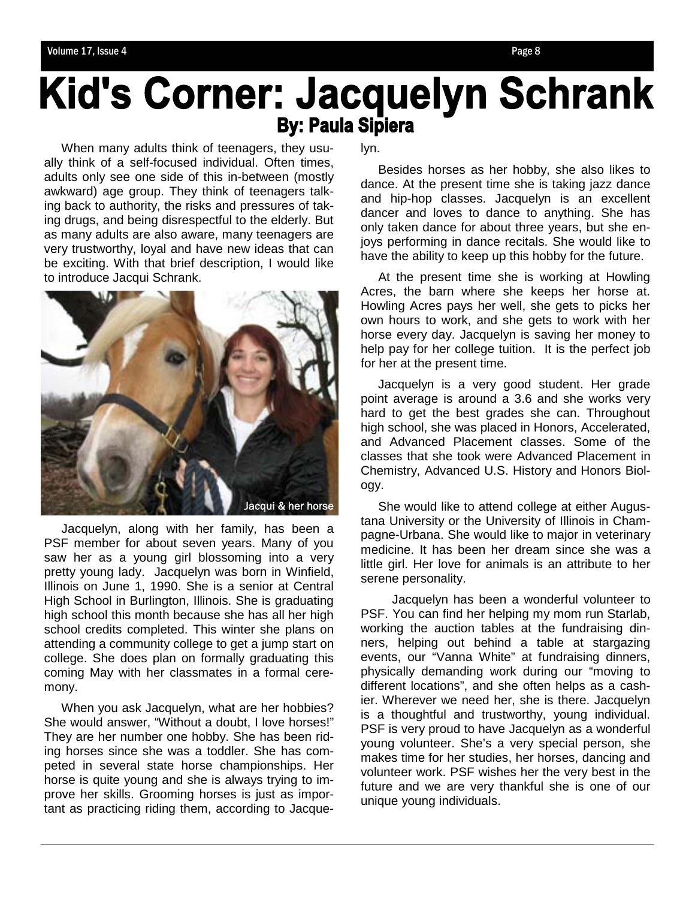# Kid's Corner: Jacquelyn Schrank

## By: Paula Sipiera

When many adults think of teenagers, they usually think of a self-focused individual. Often times, adults only see one side of this in-between (mostly awkward) age group. They think of teenagers talking back to authority, the risks and pressures of taking drugs, and being disrespectful to the elderly. But as many adults are also aware, many teenagers are very trustworthy, loyal and have new ideas that can be exciting. With that brief description, I would like to introduce Jacqui Schrank.

Jacqui & her horse

Jacquelyn, along with her family, has been a PSF member for about seven years. Many of you saw her as a young girl blossoming into a very pretty young lady. Jacquelyn was born in Winfield, Illinois on June 1, 1990. She is a senior at Central High School in Burlington, Illinois. She is graduating high school this month because she has all her high school credits completed. This winter she plans on attending a community college to get a jump start on college. She does plan on formally graduating this coming May with her classmates in a formal ceremony.

When you ask Jacquelyn, what are her hobbies? She would answer, "Without a doubt, I love horses!" They are her number one hobby. She has been riding horses since she was a toddler. She has competed in several state horse championships. Her horse is quite young and she is always trying to improve her skills. Grooming horses is just as important as practicing riding them, according to Jacquelyn.

Besides horses as her hobby, she also likes to dance. At the present time she is taking jazz dance and hip-hop classes. Jacquelyn is an excellent dancer and loves to dance to anything. She has only taken dance for about three years, but she enjoys performing in dance recitals. She would like to have the ability to keep up this hobby for the future.

At the present time she is working at Howling Acres, the barn where she keeps her horse at. Howling Acres pays her well, she gets to picks her own hours to work, and she gets to work with her horse every day. Jacquelyn is saving her money to help pay for her college tuition. It is the perfect job for her at the present time.

Jacquelyn is a very good student. Her grade point average is around a 3.6 and she works very hard to get the best grades she can. Throughout high school, she was placed in Honors, Accelerated, and Advanced Placement classes. Some of the classes that she took were Advanced Placement in Chemistry, Advanced U.S. History and Honors Biology.

She would like to attend college at either Augustana University or the University of Illinois in Champagne-Urbana. She would like to major in veterinary medicine. It has been her dream since she was a little girl. Her love for animals is an attribute to her serene personality.

Jacquelyn has been a wonderful volunteer to PSF. You can find her helping my mom run Starlab, working the auction tables at the fundraising dinners, helping out behind a table at stargazing events, our "Vanna White" at fundraising dinners, physically demanding work during our "moving to different locations", and she often helps as a cashier. Wherever we need her, she is there. Jacquelyn is a thoughtful and trustworthy, young individual. PSF is very proud to have Jacquelyn as a wonderful young volunteer. She's a very special person, she makes time for her studies, her horses, dancing and volunteer work. PSF wishes her the very best in the future and we are very thankful she is one of our unique young individuals.